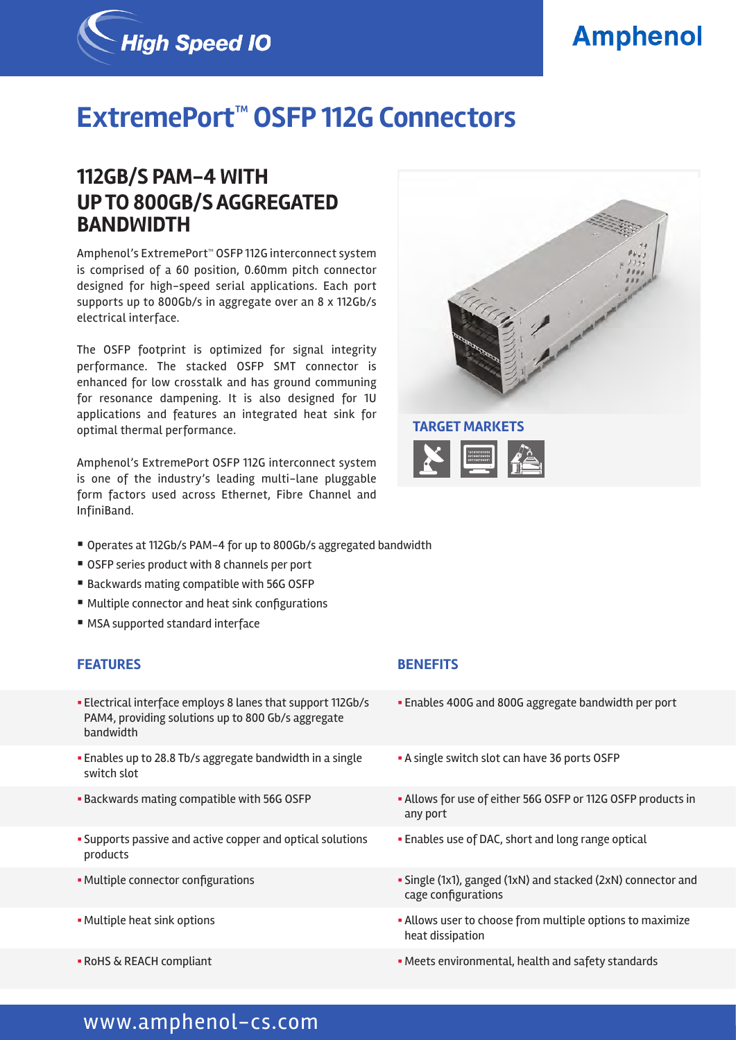High Speed IO

Amphenol

# ExtremePort™ OSFP 112G Connectors

## 112GB/S PAM-4 WITH UP TO 800GB/S AGGREGATED BANDWIDTH

Amphenol's ExtremePort™ OSFP 112G interconnect system is comprised of a 60 position, 0.60mm pitch connector designed for high-speed serial applications. Each port supports up to 800Gb/s in aggregate over an 8 x 112Gb/s electrical interface.

The OSFP footprint is optimized for signal integrity performance. The stacked OSFP SMT connector is enhanced for low crosstalk and has ground communing for resonance dampening. It is also designed for 1U applications and features an integrated heat sink for optimal thermal performance.

Amphenol's ExtremePort OSFP 112G interconnect system is one of the industry's leading multi-lane pluggable form factors used across Ethernet, Fibre Channel and InfiniBand.

**TARGET MARKETS**

- Operates at 112Gb/s PAM-4 for up to 800Gb/s aggregated bandwidth
- OSFP series product with 8 channels per port
- Backwards mating compatible with 56G OSFP
- Multiple connector and heat sink configurations
- MSA supported standard interface

| FEATURES | BENEFITS |
| --- | --- |
| Electrical interface employs 8 lanes that support 112Gb/s PAM4, providing solutions up to 800 Gb/s aggregate bandwidth | Enables 400G and 800G aggregate bandwidth per port |
| Enables up to 28.8 Tb/s aggregate bandwidth in a single switch slot | A single switch slot can have 36 ports OSFP |
| Backwards mating compatible with 56G OSFP | Allows for use of either 56G OSFP or 112G OSFP products in any port |
| Supports passive and active copper and optical solutions products | Enables use of DAC, short and long range optical |
| Multiple connector configurations | Single (1x1), ganged (1xN) and stacked (2xN) connector and cage configurations |
| Multiple heat sink options | Allows user to choose from multiple options to maximize heat dissipation |
| RoHS & REACH compliant | Meets environmental, health and safety standards |

www.amphenol-cs.com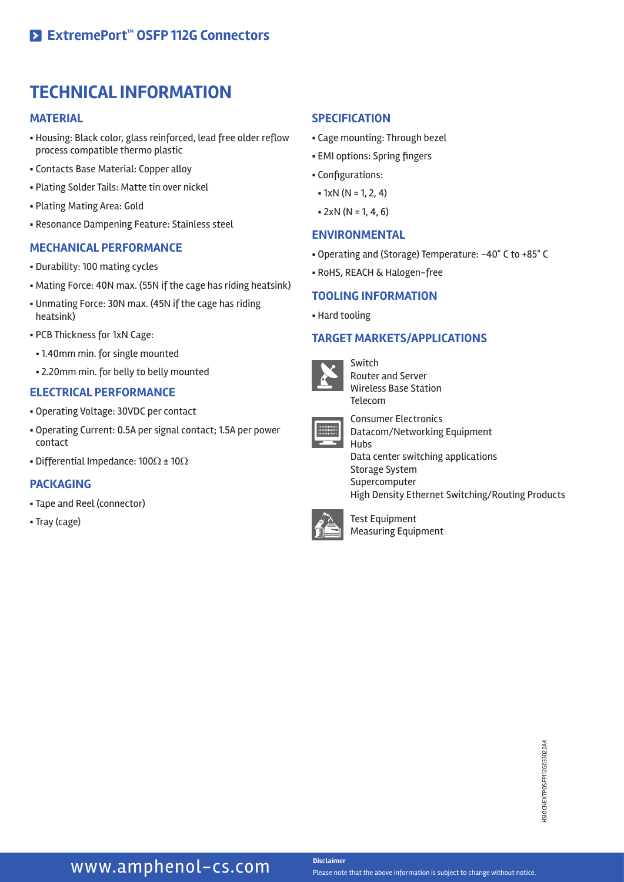## TECHNICAL INFORMATION

### MATERIAL

- Housing: Black color, glass reinforced, lead free older reflow process compatible thermo plastic
- Contacts Base Material: Copper alloy
- Plating Solder Tails: Matte tin over nickel
- Plating Mating Area: Gold
- Resonance Dampening Feature: Stainless steel

### MECHANICAL PERFORMANCE

- Durability: 100 mating cycles
- Mating Force: 40N max. (55N if the cage has riding heatsink)
- Unmating Force: 30N max. (45N if the cage has riding heatsink)
- PCB Thickness for 1xN Cage:
  - 1.40mm min. for single mounted
  - 2.20mm min. for belly to belly mounted

### ELECTRICAL PERFORMANCE

- Operating Voltage: 30VDC per contact
- Operating Current: 0.5A per signal contact; 1.5A per power contact
- Differential Impedance: 100Ω ± 10Ω

### PACKAGING

- Tape and Reel (connector)
- Tray (cage)

### SPECIFICATION

- Cage mounting: Through bezel
- EMI options: Spring fingers
- Configurations:
  - 1xN (N = 1, 2, 4)
  - 2xN (N = 1, 4, 6)

### ENVIRONMENTAL

- Operating and (Storage) Temperature: -40˚ C to +85˚ C
- RoHS, REACH & Halogen-free

### TOOLING INFORMATION

- Hard tooling

### TARGET MARKETS/APPLICATIONS

Switch
Router and Server
Wireless Base Station
Telecom

Consumer Electronics
Datacom/Networking Equipment
Hubs
Data center switching applications
Storage System
Supercomputer
High Density Ethernet Switching/Routing Products

Test Equipment
Measuring Equipment

HSIOCNEXTPOSFP112G033022A4

www.amphenol-cs.com

**Disclaimer**
Please note that the above information is subject to change without notice.